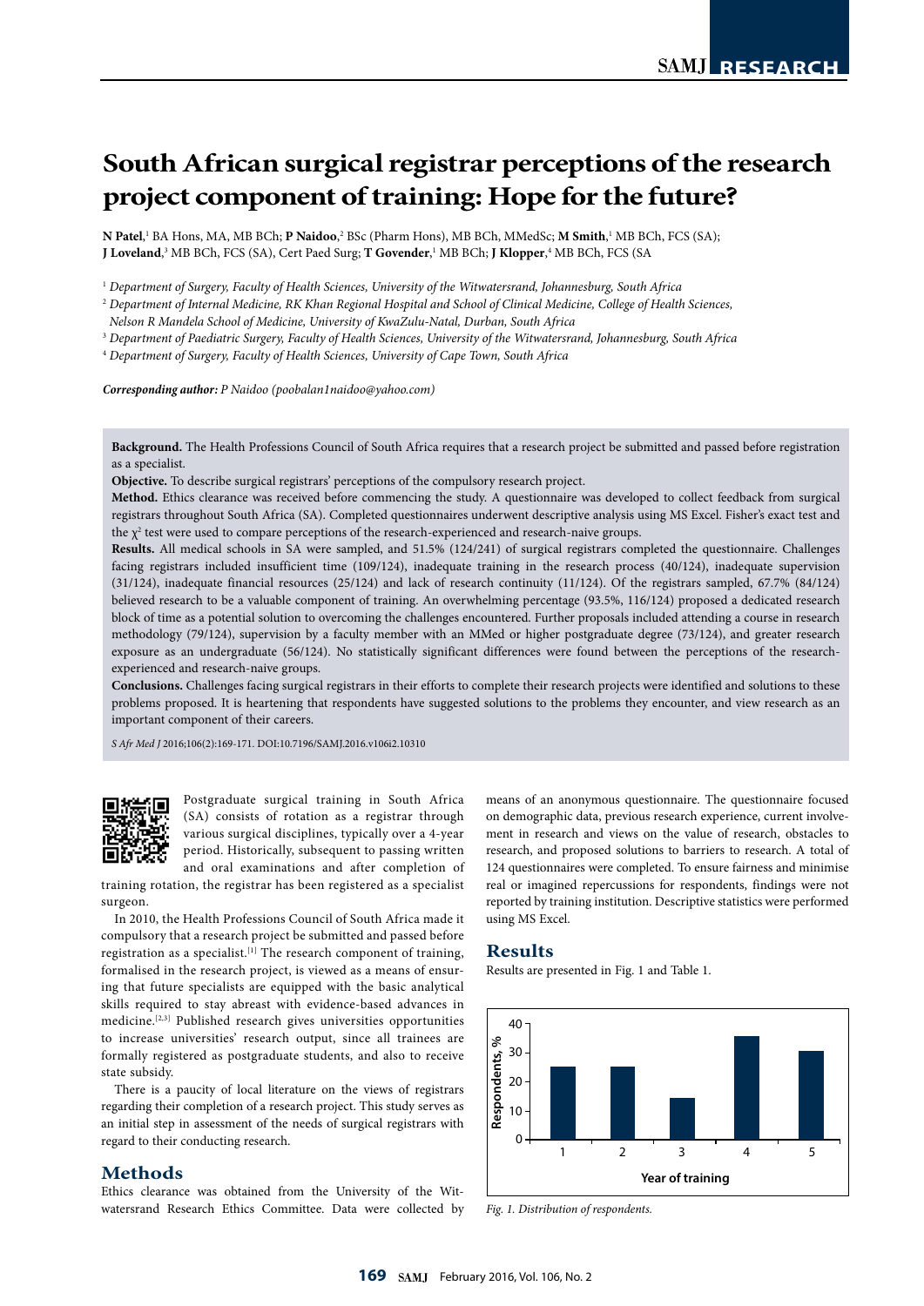# South African surgical registrar perceptions of the research project component of training: Hope for the future?

**N Patel**,[1] BA Hons, MA, MB BCh; **P Naidoo**,[2] BSc (Pharm Hons), MB BCh, MMedSc; **M Smith**,[1] MB BCh, FCS (SA); **J Loveland**,[3] MB BCh, FCS (SA), Cert Paed Surg; **T Govender**,[1] MB BCh; **J Klopper**,[4] MB BCh, FCS (SA

[1] *Department of Surgery, Faculty of Health Sciences, University of the Witwatersrand, Johannesburg, South Africa*

[2] *Department of Internal Medicine, RK Khan Regional Hospital and School of Clinical Medicine, College of Health Sciences, Nelson R Mandela School of Medicine, University of KwaZulu-Natal, Durban, South Africa*

[3] *Department of Paediatric Surgery, Faculty of Health Sciences, University of the Witwatersrand, Johannesburg, South Africa*

[4] *Department of Surgery, Faculty of Health Sciences, University of Cape Town, South Africa*

***Corresponding author:*** *P Naidoo (poobalan1naidoo@yahoo.com)*

**Background.** The Health Professions Council of South Africa requires that a research project be submitted and passed before registration as a specialist.

**Objective.** To describe surgical registrars' perceptions of the compulsory research project.

**Method.** Ethics clearance was received before commencing the study. A questionnaire was developed to collect feedback from surgical registrars throughout South Africa (SA). Completed questionnaires underwent descriptive analysis using MS Excel. Fisher's exact test and the $\chi^2$ test were used to compare perceptions of the research-experienced and research-naive groups.

**Results.** All medical schools in SA were sampled, and 51.5% (124/241) of surgical registrars completed the questionnaire. Challenges facing registrars included insufficient time (109/124), inadequate training in the research process (40/124), inadequate supervision (31/124), inadequate financial resources (25/124) and lack of research continuity (11/124). Of the registrars sampled, 67.7% (84/124) believed research to be a valuable component of training. An overwhelming percentage (93.5%, 116/124) proposed a dedicated research block of time as a potential solution to overcoming the challenges encountered. Further proposals included attending a course in research methodology (79/124), supervision by a faculty member with an MMed or higher postgraduate degree (73/124), and greater research exposure as an undergraduate (56/124). No statistically significant differences were found between the perceptions of the research-experienced and research-naive groups.

**Conclusions.** Challenges facing surgical registrars in their efforts to complete their research projects were identified and solutions to these problems proposed. It is heartening that respondents have suggested solutions to the problems they encounter, and view research as an important component of their careers.

*S Afr Med J* 2016;106(2):169-171. DOI:10.7196/SAMJ.2016.v106i2.10310

Postgraduate surgical training in South Africa (SA) consists of rotation as a registrar through various surgical disciplines, typically over a 4-year period. Historically, subsequent to passing written and oral examinations and after completion of training rotation, the registrar has been registered as a specialist surgeon.

In 2010, the Health Professions Council of South Africa made it compulsory that a research project be submitted and passed before registration as a specialist.[1] The research component of training, formalised in the research project, is viewed as a means of ensuring that future specialists are equipped with the basic analytical skills required to stay abreast with evidence-based advances in medicine.[2,3] Published research gives universities opportunities to increase universities' research output, since all trainees are formally registered as postgraduate students, and also to receive state subsidy.

There is a paucity of local literature on the views of registrars regarding their completion of a research project. This study serves as an initial step in assessment of the needs of surgical registrars with regard to their conducting research.

## Methods

Ethics clearance was obtained from the University of the Witwatersrand Research Ethics Committee. Data were collected by means of an anonymous questionnaire. The questionnaire focused on demographic data, previous research experience, current involvement in research and views on the value of research, obstacles to research, and proposed solutions to barriers to research. A total of 124 questionnaires were completed. To ensure fairness and minimise real or imagined repercussions for respondents, findings were not reported by training institution. Descriptive statistics were performed using MS Excel.

## Results

Results are presented in Fig. 1 and Table 1.

*Fig. 1. Distribution of respondents.*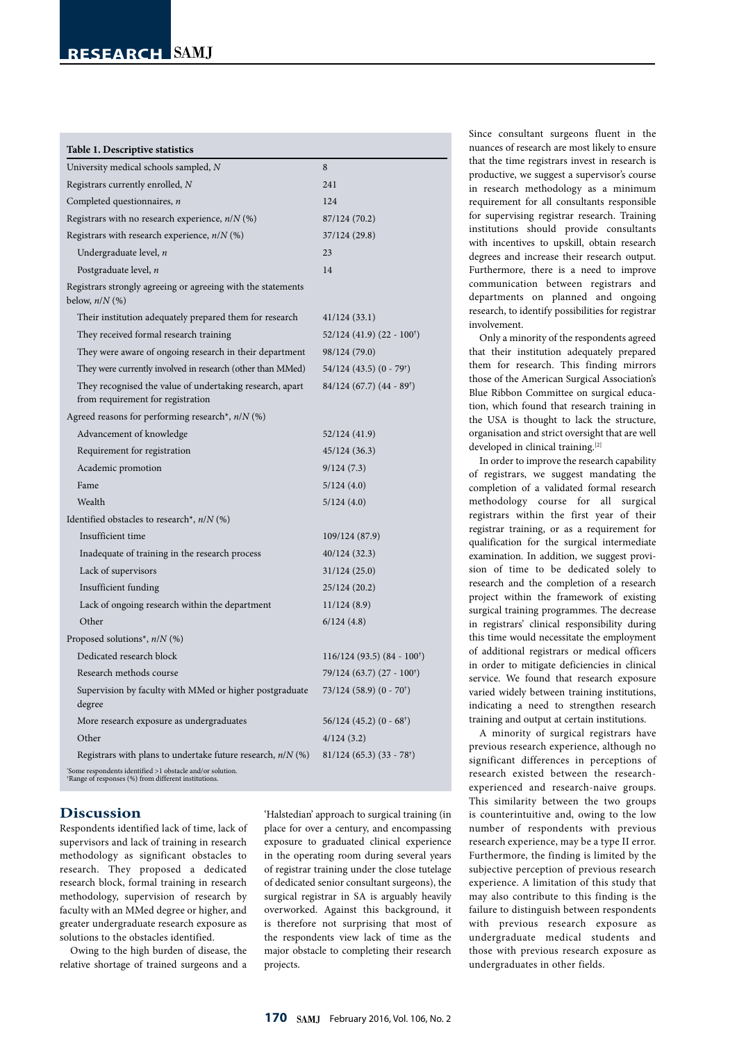**Table 1. Descriptive statistics**

| | |
|---|---|
| University medical schools sampled, *N* | 8 |
| Registrars currently enrolled, *N* | 241 |
| Completed questionnaires, *n* | 124 |
| Registrars with no research experience, *n*/*N* (%) | 87/124 (70.2) |
| Registrars with research experience, *n*/*N* (%) | 37/124 (29.8) |
| Undergraduate level, *n* | 23 |
| Postgraduate level, *n* | 14 |
| Registrars strongly agreeing or agreeing with the statements below, *n*/*N* (%) | |
| Their institution adequately prepared them for research | 41/124 (33.1) |
| They received formal research training | 52/124 (41.9) (22 - 100†) |
| They were aware of ongoing research in their department | 98/124 (79.0) |
| They were currently involved in research (other than MMed) | 54/124 (43.5) (0 - 79†) |
| They recognised the value of undertaking research, apart from requirement for registration | 84/124 (67.7) (44 - 89†) |
| Agreed reasons for performing research*, *n*/*N* (%) | |
| Advancement of knowledge | 52/124 (41.9) |
| Requirement for registration | 45/124 (36.3) |
| Academic promotion | 9/124 (7.3) |
| Fame | 5/124 (4.0) |
| Wealth | 5/124 (4.0) |
| Identified obstacles to research*, *n*/*N* (%) | |
| Insufficient time | 109/124 (87.9) |
| Inadequate of training in the research process | 40/124 (32.3) |
| Lack of supervisors | 31/124 (25.0) |
| Insufficient funding | 25/124 (20.2) |
| Lack of ongoing research within the department | 11/124 (8.9) |
| Other | 6/124 (4.8) |
| Proposed solutions*, *n*/*N* (%) | |
| Dedicated research block | 116/124 (93.5) (84 - 100†) |
| Research methods course | 79/124 (63.7) (27 - 100†) |
| Supervision by faculty with MMed or higher postgraduate degree | 73/124 (58.9) (0 - 70†) |
| More research exposure as undergraduates | 56/124 (45.2) (0 - 68†) |
| Other | 4/124 (3.2) |
| Registrars with plans to undertake future research, *n*/*N* (%) | 81/124 (65.3) (33 - 78†) |

*Some respondents identified >1 obstacle and/or solution.
†Range of responses (%) from different institutions.

## Discussion

Respondents identified lack of time, lack of supervisors and lack of training in research methodology as significant obstacles to research. They proposed a dedicated research block, formal training in research methodology, supervision of research by faculty with an MMed degree or higher, and greater undergraduate research exposure as solutions to the obstacles identified.

Owing to the high burden of disease, the relative shortage of trained surgeons and a 'Halstedian' approach to surgical training (in place for over a century, and encompassing exposure to graduated clinical experience in the operating room during several years of registrar training under the close tutelage of dedicated senior consultant surgeons), the surgical registrar in SA is arguably heavily overworked. Against this background, it is therefore not surprising that most of the respondents view lack of time as the major obstacle to completing their research projects.

Since consultant surgeons fluent in the nuances of research are most likely to ensure that the time registrars invest in research is productive, we suggest a supervisor's course in research methodology as a minimum requirement for all consultants responsible for supervising registrar research. Training institutions should provide consultants with incentives to upskill, obtain research degrees and increase their research output. Furthermore, there is a need to improve communication between registrars and departments on planned and ongoing research, to identify possibilities for registrar involvement.

Only a minority of the respondents agreed that their institution adequately prepared them for research. This finding mirrors those of the American Surgical Association's Blue Ribbon Committee on surgical education, which found that research training in the USA is thought to lack the structure, organisation and strict oversight that are well developed in clinical training.[2]

In order to improve the research capability of registrars, we suggest mandating the completion of a validated formal research methodology course for all surgical registrars within the first year of their registrar training, or as a requirement for qualification for the surgical intermediate examination. In addition, we suggest provision of time to be dedicated solely to research and the completion of a research project within the framework of existing surgical training programmes. The decrease in registrars' clinical responsibility during this time would necessitate the employment of additional registrars or medical officers in order to mitigate deficiencies in clinical service. We found that research exposure varied widely between training institutions, indicating a need to strengthen research training and output at certain institutions.

A minority of surgical registrars have previous research experience, although no significant differences in perceptions of research existed between the research-experienced and research-naive groups. This similarity between the two groups is counterintuitive and, owing to the low number of respondents with previous research experience, may be a type II error. Furthermore, the finding is limited by the subjective perception of previous research experience. A limitation of this study that may also contribute to this finding is the failure to distinguish between respondents with previous research exposure as undergraduate medical students and those with previous research exposure as undergraduates in other fields.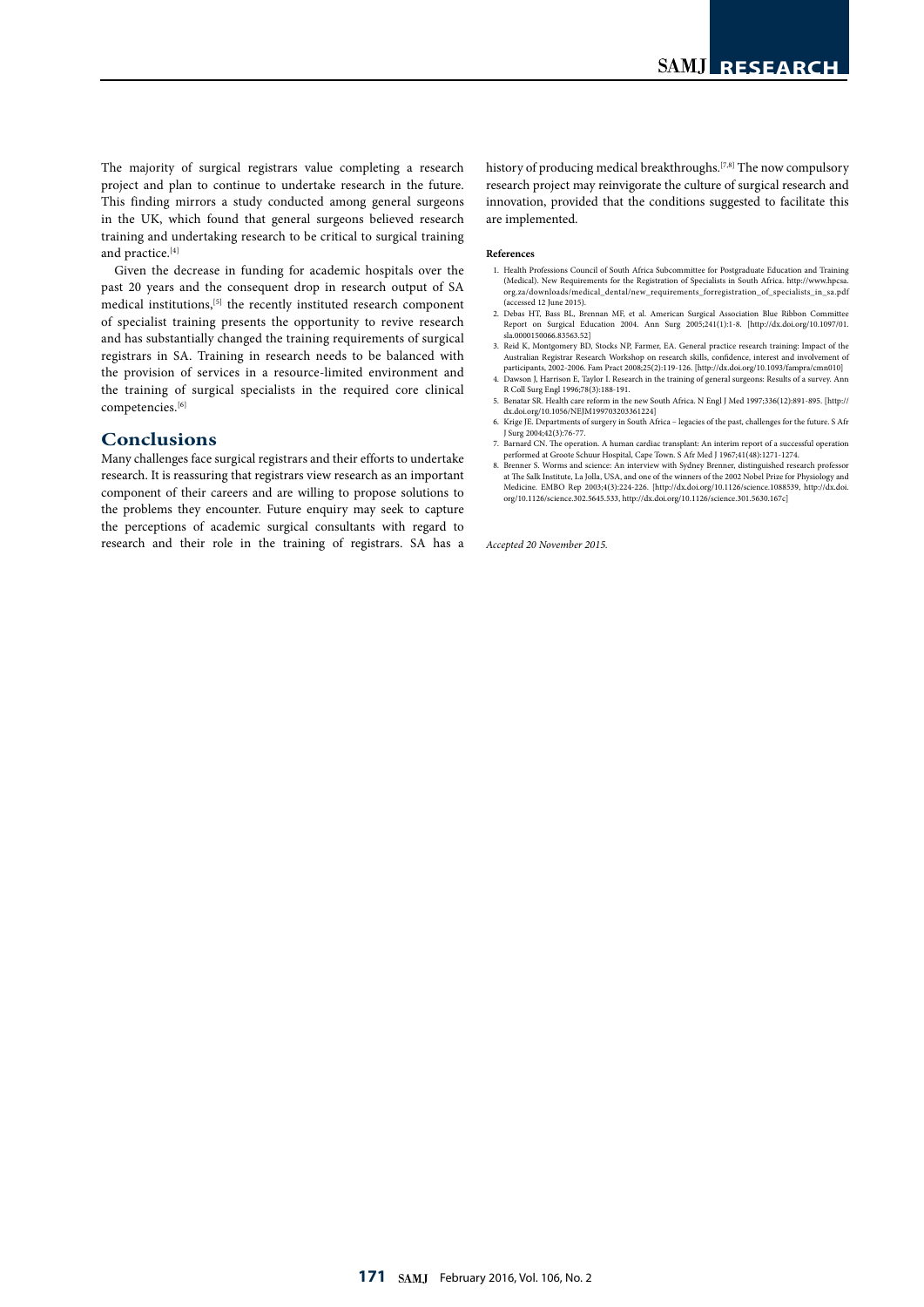The majority of surgical registrars value completing a research project and plan to continue to undertake research in the future. This finding mirrors a study conducted among general surgeons in the UK, which found that general surgeons believed research training and undertaking research to be critical to surgical training and practice.[4]

Given the decrease in funding for academic hospitals over the past 20 years and the consequent drop in research output of SA medical institutions,[5] the recently instituted research component of specialist training presents the opportunity to revive research and has substantially changed the training requirements of surgical registrars in SA. Training in research needs to be balanced with the provision of services in a resource-limited environment and the training of surgical specialists in the required core clinical competencies.[6]

## Conclusions

Many challenges face surgical registrars and their efforts to undertake research. It is reassuring that registrars view research as an important component of their careers and are willing to propose solutions to the problems they encounter. Future enquiry may seek to capture the perceptions of academic surgical consultants with regard to research and their role in the training of registrars. SA has a history of producing medical breakthroughs.[7,8] The now compulsory research project may reinvigorate the culture of surgical research and innovation, provided that the conditions suggested to facilitate this are implemented.

**References**

1. Health Professions Council of South Africa Subcommittee for Postgraduate Education and Training (Medical). New Requirements for the Registration of Specialists in South Africa. http://www.hpcsa.org.za/downloads/medical_dental/new_requirements_forregistration_of_specialists_in_sa.pdf (accessed 12 June 2015).
2. Debas HT, Bass BL, Brennan MF, et al. American Surgical Association Blue Ribbon Committee Report on Surgical Education 2004. Ann Surg 2005;241(1):1-8. [http://dx.doi.org/10.1097/01.sla.0000150066.83563.52]
3. Reid K, Montgomery BD, Stocks NP, Farmer, EA. General practice research training: Impact of the Australian Registrar Research Workshop on research skills, confidence, interest and involvement of participants, 2002-2006. Fam Pract 2008;25(2):119-126. [http://dx.doi.org/10.1093/fampra/cmn010]
4. Dawson J, Harrison E, Taylor I. Research in the training of general surgeons: Results of a survey. Ann R Coll Surg Engl 1996;78(3):188-191.
5. Benatar SR. Health care reform in the new South Africa. N Engl J Med 1997;336(12):891-895. [http://dx.doi.org/10.1056/NEJM199703203361224]
6. Krige JE. Departments of surgery in South Africa – legacies of the past, challenges for the future. S Afr J Surg 2004;42(3):76-77.
7. Barnard CN. The operation. A human cardiac transplant: An interim report of a successful operation performed at Groote Schuur Hospital, Cape Town. S Afr Med J 1967;41(48):1271-1274.
8. Brenner S. Worms and science: An interview with Sydney Brenner, distinguished research professor at The Salk Institute, La Jolla, USA, and one of the winners of the 2002 Nobel Prize for Physiology and Medicine. EMBO Rep 2003;4(3):224-226. [http://dx.doi.org/10.1126/science.1088539, http://dx.doi.org/10.1126/science.302.5645.533, http://dx.doi.org/10.1126/science.301.5630.167c]

*Accepted 20 November 2015.*